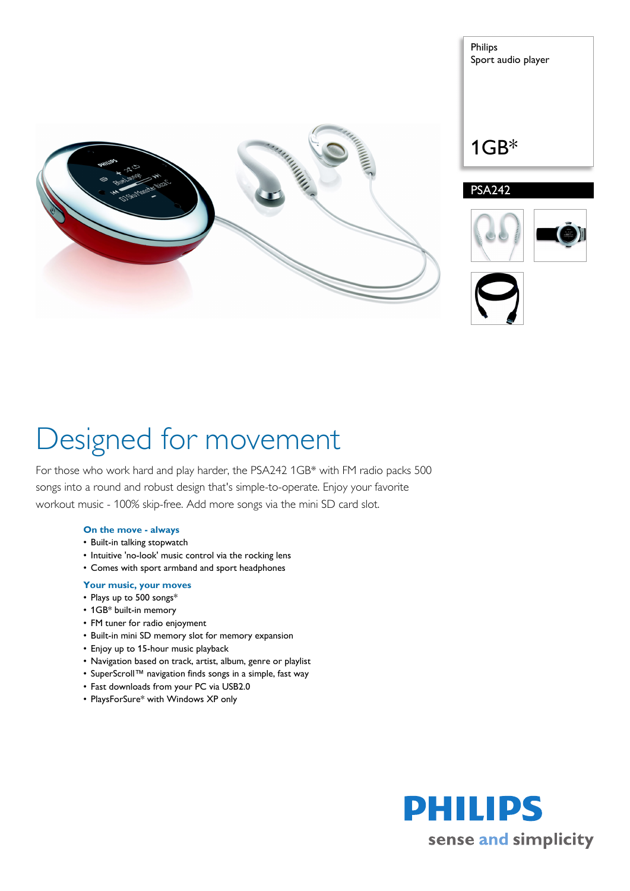Philips
Sport audio player

1GB*

PSA242

# Designed for movement

For those who work hard and play harder, the PSA242 1GB* with FM radio packs 500 songs into a round and robust design that's simple-to-operate. Enjoy your favorite workout music - 100% skip-free. Add more songs via the mini SD card slot.

### On the move - always

- Built-in talking stopwatch
- Intuitive 'no-look' music control via the rocking lens
- Comes with sport armband and sport headphones

### Your music, your moves

- Plays up to 500 songs*
- 1GB* built-in memory
- FM tuner for radio enjoyment
- Built-in mini SD memory slot for memory expansion
- Enjoy up to 15-hour music playback
- Navigation based on track, artist, album, genre or playlist
- SuperScroll™ navigation finds songs in a simple, fast way
- Fast downloads from your PC via USB2.0
- PlaysForSure* with Windows XP only

**PHILIPS**
sense and simplicity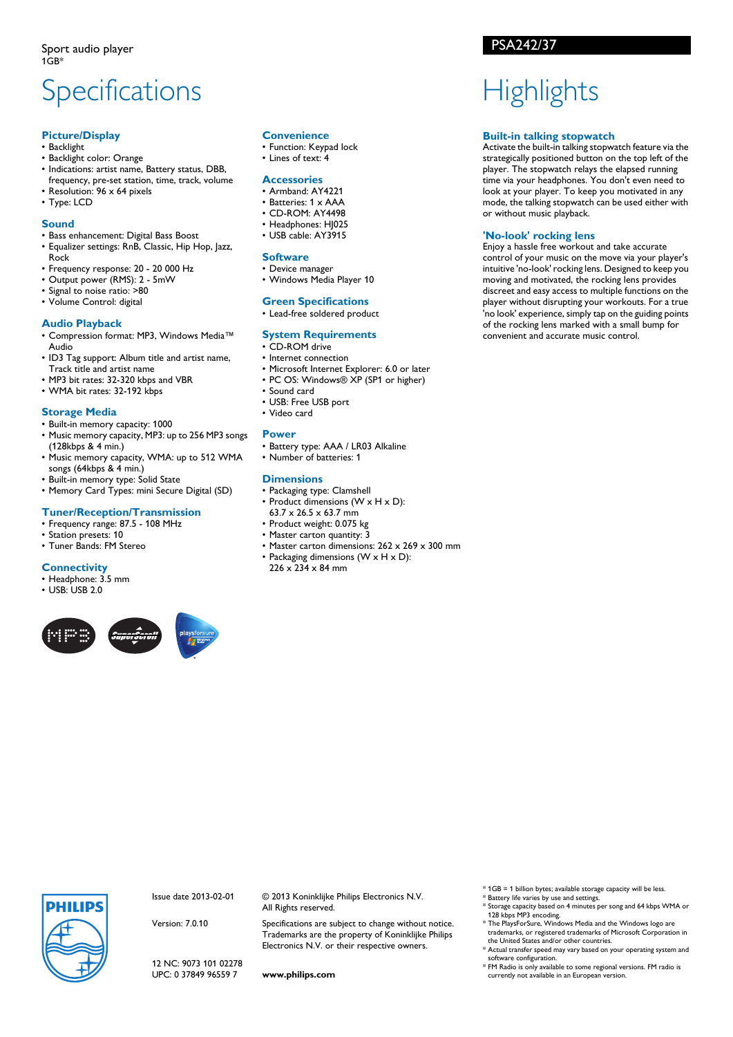Sport audio player
1GB*

PSA242/37

# Specifications

## Picture/Display
- Backlight
- Backlight color: Orange
- Indications: artist name, Battery status, DBB, frequency, pre-set station, time, track, volume
- Resolution: 96 x 64 pixels
- Type: LCD

## Sound
- Bass enhancement: Digital Bass Boost
- Equalizer settings: RnB, Classic, Hip Hop, Jazz, Rock
- Frequency response: 20 - 20 000 Hz
- Output power (RMS): 2 - 5mW
- Signal to noise ratio: >80
- Volume Control: digital

## Audio Playback
- Compression format: MP3, Windows Media™ Audio
- ID3 Tag support: Album title and artist name, Track title and artist name
- MP3 bit rates: 32-320 kbps and VBR
- WMA bit rates: 32-192 kbps

## Storage Media
- Built-in memory capacity: 1000
- Music memory capacity, MP3: up to 256 MP3 songs (128kbps & 4 min.)
- Music memory capacity, WMA: up to 512 WMA songs (64kbps & 4 min.)
- Built-in memory type: Solid State
- Memory Card Types: mini Secure Digital (SD)

## Tuner/Reception/Transmission
- Frequency range: 87.5 - 108 MHz
- Station presets: 10
- Tuner Bands: FM Stereo

## Connectivity
- Headphone: 3.5 mm
- USB: USB 2.0

## Convenience
- Function: Keypad lock
- Lines of text: 4

## Accessories
- Armband: AY4221
- Batteries: 1 x AAA
- CD-ROM: AY4498
- Headphones: HJ025
- USB cable: AY3915

## Software
- Device manager
- Windows Media Player 10

## Green Specifications
- Lead-free soldered product

## System Requirements
- CD-ROM drive
- Internet connection
- Microsoft Internet Explorer: 6.0 or later
- PC OS: Windows® XP (SP1 or higher)
- Sound card
- USB: Free USB port
- Video card

## Power
- Battery type: AAA / LR03 Alkaline
- Number of batteries: 1

## Dimensions
- Packaging type: Clamshell
- Product dimensions (W x H x D): 63.7 x 26.5 x 63.7 mm
- Product weight: 0.075 kg
- Master carton quantity: 3
- Master carton dimensions: 262 x 269 x 300 mm
- Packaging dimensions (W x H x D): 226 x 234 x 84 mm

# Highlights

## Built-in talking stopwatch
Activate the built-in talking stopwatch feature via the strategically positioned button on the top left of the player. The stopwatch relays the elapsed running time via your headphones. You don't even need to look at your player. To keep you motivated in any mode, the talking stopwatch can be used either with or without music playback.

## 'No-look' rocking lens
Enjoy a hassle free workout and take accurate control of your music on the move via your player's intuitive 'no-look' rocking lens. Designed to keep you moving and motivated, the rocking lens provides discreet and easy access to multiple functions on the player without disrupting your workouts. For a true 'no look' experience, simply tap on the guiding points of the rocking lens marked with a small bump for convenient and accurate music control.

Issue date 2013-02-01

Version: 7.0.10

12 NC: 9073 101 02278
UPC: 0 37849 96559 7

© 2013 Koninklijke Philips Electronics N.V.
All Rights reserved.

Specifications are subject to change without notice. Trademarks are the property of Koninklijke Philips Electronics N.V. or their respective owners.

www.philips.com

* 1GB = 1 billion bytes; available storage capacity will be less.
* Battery life varies by use and settings.
* Storage capacity based on 4 minutes per song and 64 kbps WMA or 128 kbps MP3 encoding.
* The PlaysForSure, Windows Media and the Windows logo are trademarks, or registered trademarks of Microsoft Corporation in the United States and/or other countries.
* Actual transfer speed may vary based on your operating system and software configuration.
* FM Radio is only available to some regional versions. FM radio is currently not available in an European version.